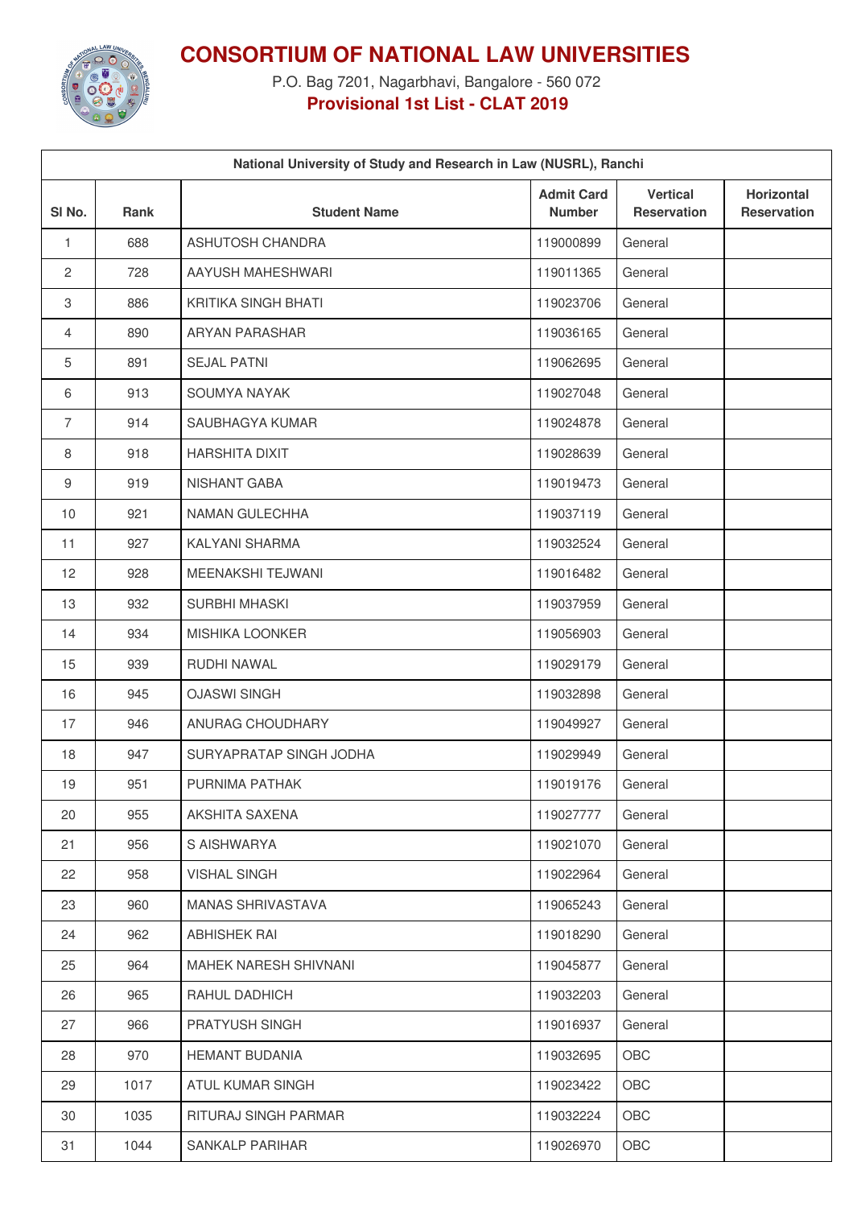# CONSORTIUM OF NATIONAL LAW UNIVERSITIES

P.O. Bag 7201, Nagarbhavi, Bangalore - 560 072

**Provisional 1st List - CLAT 2019**

| National University of Study and Research in Law (NUSRL), Ranchi | | | | | |
|---|---|---|---|---|---|
| Sl No. | Rank | Student Name | Admit Card Number | Vertical Reservation | Horizontal Reservation |
| 1 | 688 | ASHUTOSH CHANDRA | 119000899 | General | |
| 2 | 728 | AAYUSH MAHESHWARI | 119011365 | General | |
| 3 | 886 | KRITIKA SINGH BHATI | 119023706 | General | |
| 4 | 890 | ARYAN PARASHAR | 119036165 | General | |
| 5 | 891 | SEJAL PATNI | 119062695 | General | |
| 6 | 913 | SOUMYA NAYAK | 119027048 | General | |
| 7 | 914 | SAUBHAGYA KUMAR | 119024878 | General | |
| 8 | 918 | HARSHITA DIXIT | 119028639 | General | |
| 9 | 919 | NISHANT GABA | 119019473 | General | |
| 10 | 921 | NAMAN GULECHHA | 119037119 | General | |
| 11 | 927 | KALYANI SHARMA | 119032524 | General | |
| 12 | 928 | MEENAKSHI TEJWANI | 119016482 | General | |
| 13 | 932 | SURBHI MHASKI | 119037959 | General | |
| 14 | 934 | MISHIKA LOONKER | 119056903 | General | |
| 15 | 939 | RUDHI NAWAL | 119029179 | General | |
| 16 | 945 | OJASWI SINGH | 119032898 | General | |
| 17 | 946 | ANURAG CHOUDHARY | 119049927 | General | |
| 18 | 947 | SURYAPRATAP SINGH JODHA | 119029949 | General | |
| 19 | 951 | PURNIMA PATHAK | 119019176 | General | |
| 20 | 955 | AKSHITA SAXENA | 119027777 | General | |
| 21 | 956 | S AISHWARYA | 119021070 | General | |
| 22 | 958 | VISHAL SINGH | 119022964 | General | |
| 23 | 960 | MANAS SHRIVASTAVA | 119065243 | General | |
| 24 | 962 | ABHISHEK RAI | 119018290 | General | |
| 25 | 964 | MAHEK NARESH SHIVNANI | 119045877 | General | |
| 26 | 965 | RAHUL DADHICH | 119032203 | General | |
| 27 | 966 | PRATYUSH SINGH | 119016937 | General | |
| 28 | 970 | HEMANT BUDANIA | 119032695 | OBC | |
| 29 | 1017 | ATUL KUMAR SINGH | 119023422 | OBC | |
| 30 | 1035 | RITURAJ SINGH PARMAR | 119032224 | OBC | |
| 31 | 1044 | SANKALP PARIHAR | 119026970 | OBC | |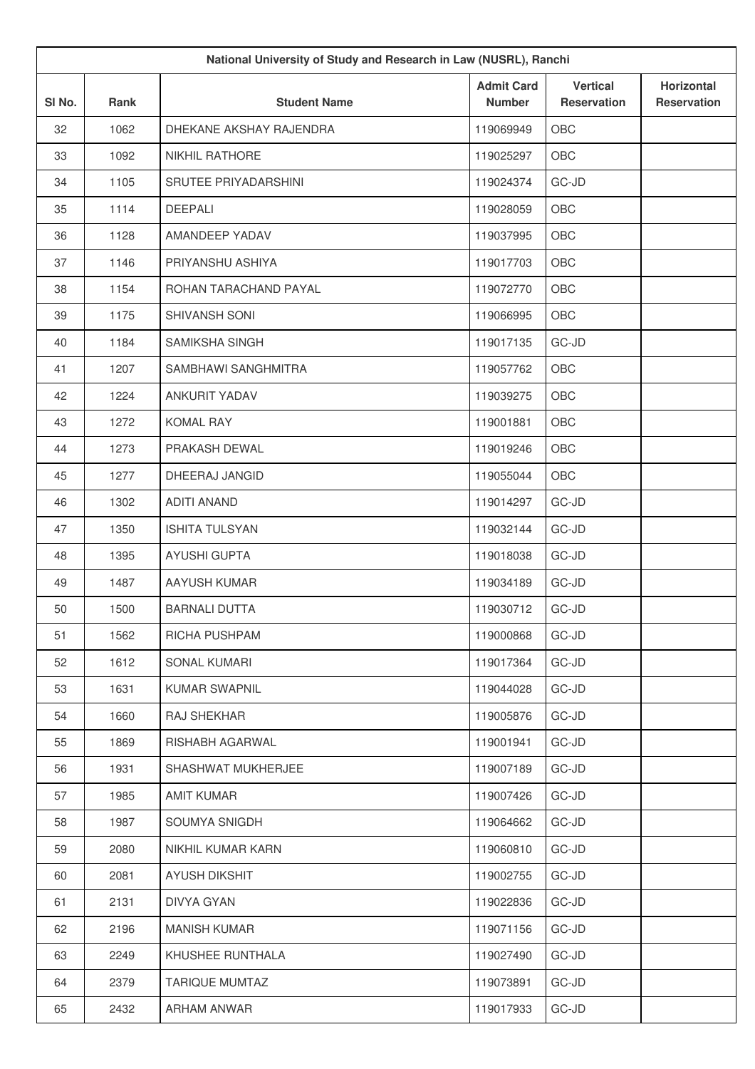| National University of Study and Research in Law (NUSRL), Ranchi | | | | | |
|---|---|---|---|---|---|
| Sl No. | Rank | Student Name | Admit Card Number | Vertical Reservation | Horizontal Reservation |
| 32 | 1062 | DHEKANE AKSHAY RAJENDRA | 119069949 | OBC | |
| 33 | 1092 | NIKHIL RATHORE | 119025297 | OBC | |
| 34 | 1105 | SRUTEE PRIYADARSHINI | 119024374 | GC-JD | |
| 35 | 1114 | DEEPALI | 119028059 | OBC | |
| 36 | 1128 | AMANDEEP YADAV | 119037995 | OBC | |
| 37 | 1146 | PRIYANSHU ASHIYA | 119017703 | OBC | |
| 38 | 1154 | ROHAN TARACHAND PAYAL | 119072770 | OBC | |
| 39 | 1175 | SHIVANSH SONI | 119066995 | OBC | |
| 40 | 1184 | SAMIKSHA SINGH | 119017135 | GC-JD | |
| 41 | 1207 | SAMBHAWI SANGHMITRA | 119057762 | OBC | |
| 42 | 1224 | ANKURIT YADAV | 119039275 | OBC | |
| 43 | 1272 | KOMAL RAY | 119001881 | OBC | |
| 44 | 1273 | PRAKASH DEWAL | 119019246 | OBC | |
| 45 | 1277 | DHEERAJ JANGID | 119055044 | OBC | |
| 46 | 1302 | ADITI ANAND | 119014297 | GC-JD | |
| 47 | 1350 | ISHITA TULSYAN | 119032144 | GC-JD | |
| 48 | 1395 | AYUSHI GUPTA | 119018038 | GC-JD | |
| 49 | 1487 | AAYUSH KUMAR | 119034189 | GC-JD | |
| 50 | 1500 | BARNALI DUTTA | 119030712 | GC-JD | |
| 51 | 1562 | RICHA PUSHPAM | 119000868 | GC-JD | |
| 52 | 1612 | SONAL KUMARI | 119017364 | GC-JD | |
| 53 | 1631 | KUMAR SWAPNIL | 119044028 | GC-JD | |
| 54 | 1660 | RAJ SHEKHAR | 119005876 | GC-JD | |
| 55 | 1869 | RISHABH AGARWAL | 119001941 | GC-JD | |
| 56 | 1931 | SHASHWAT MUKHERJEE | 119007189 | GC-JD | |
| 57 | 1985 | AMIT KUMAR | 119007426 | GC-JD | |
| 58 | 1987 | SOUMYA SNIGDH | 119064662 | GC-JD | |
| 59 | 2080 | NIKHIL KUMAR KARN | 119060810 | GC-JD | |
| 60 | 2081 | AYUSH DIKSHIT | 119002755 | GC-JD | |
| 61 | 2131 | DIVYA GYAN | 119022836 | GC-JD | |
| 62 | 2196 | MANISH KUMAR | 119071156 | GC-JD | |
| 63 | 2249 | KHUSHEE RUNTHALA | 119027490 | GC-JD | |
| 64 | 2379 | TARIQUE MUMTAZ | 119073891 | GC-JD | |
| 65 | 2432 | ARHAM ANWAR | 119017933 | GC-JD | |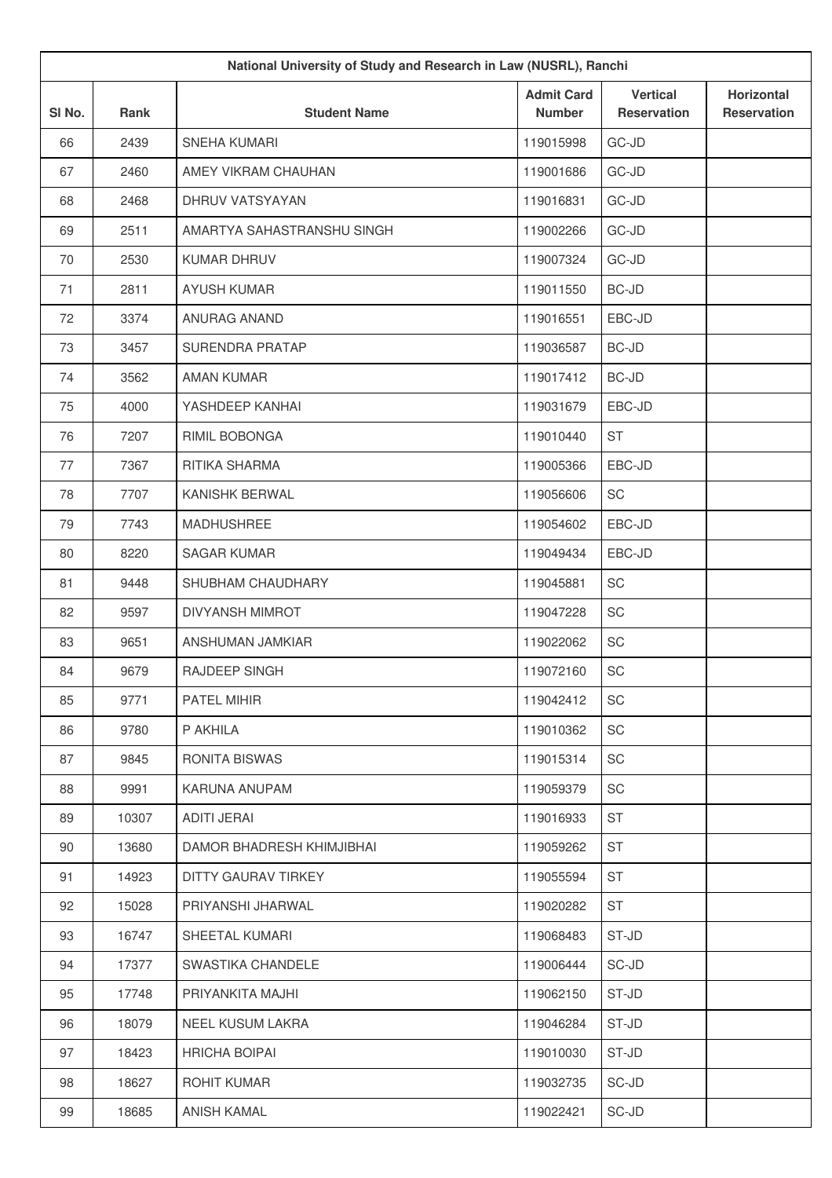| National University of Study and Research in Law (NUSRL), Ranchi | | | | | |
|---|---|---|---|---|---|
| Sl No. | Rank | Student Name | Admit Card Number | Vertical Reservation | Horizontal Reservation |
| 66 | 2439 | SNEHA KUMARI | 119015998 | GC-JD | |
| 67 | 2460 | AMEY VIKRAM CHAUHAN | 119001686 | GC-JD | |
| 68 | 2468 | DHRUV VATSYAYAN | 119016831 | GC-JD | |
| 69 | 2511 | AMARTYA SAHASTRANSHU SINGH | 119002266 | GC-JD | |
| 70 | 2530 | KUMAR DHRUV | 119007324 | GC-JD | |
| 71 | 2811 | AYUSH KUMAR | 119011550 | BC-JD | |
| 72 | 3374 | ANURAG ANAND | 119016551 | EBC-JD | |
| 73 | 3457 | SURENDRA PRATAP | 119036587 | BC-JD | |
| 74 | 3562 | AMAN KUMAR | 119017412 | BC-JD | |
| 75 | 4000 | YASHDEEP KANHAI | 119031679 | EBC-JD | |
| 76 | 7207 | RIMIL BOBONGA | 119010440 | ST | |
| 77 | 7367 | RITIKA SHARMA | 119005366 | EBC-JD | |
| 78 | 7707 | KANISHK BERWAL | 119056606 | SC | |
| 79 | 7743 | MADHUSHREE | 119054602 | EBC-JD | |
| 80 | 8220 | SAGAR KUMAR | 119049434 | EBC-JD | |
| 81 | 9448 | SHUBHAM CHAUDHARY | 119045881 | SC | |
| 82 | 9597 | DIVYANSH MIMROT | 119047228 | SC | |
| 83 | 9651 | ANSHUMAN JAMKIAR | 119022062 | SC | |
| 84 | 9679 | RAJDEEP SINGH | 119072160 | SC | |
| 85 | 9771 | PATEL MIHIR | 119042412 | SC | |
| 86 | 9780 | P AKHILA | 119010362 | SC | |
| 87 | 9845 | RONITA BISWAS | 119015314 | SC | |
| 88 | 9991 | KARUNA ANUPAM | 119059379 | SC | |
| 89 | 10307 | ADITI JERAI | 119016933 | ST | |
| 90 | 13680 | DAMOR BHADRESH KHIMJIBHAI | 119059262 | ST | |
| 91 | 14923 | DITTY GAURAV TIRKEY | 119055594 | ST | |
| 92 | 15028 | PRIYANSHI JHARWAL | 119020282 | ST | |
| 93 | 16747 | SHEETAL KUMARI | 119068483 | ST-JD | |
| 94 | 17377 | SWASTIKA CHANDELE | 119006444 | SC-JD | |
| 95 | 17748 | PRIYANKITA MAJHI | 119062150 | ST-JD | |
| 96 | 18079 | NEEL KUSUM LAKRA | 119046284 | ST-JD | |
| 97 | 18423 | HRICHA BOIPAI | 119010030 | ST-JD | |
| 98 | 18627 | ROHIT KUMAR | 119032735 | SC-JD | |
| 99 | 18685 | ANISH KAMAL | 119022421 | SC-JD | |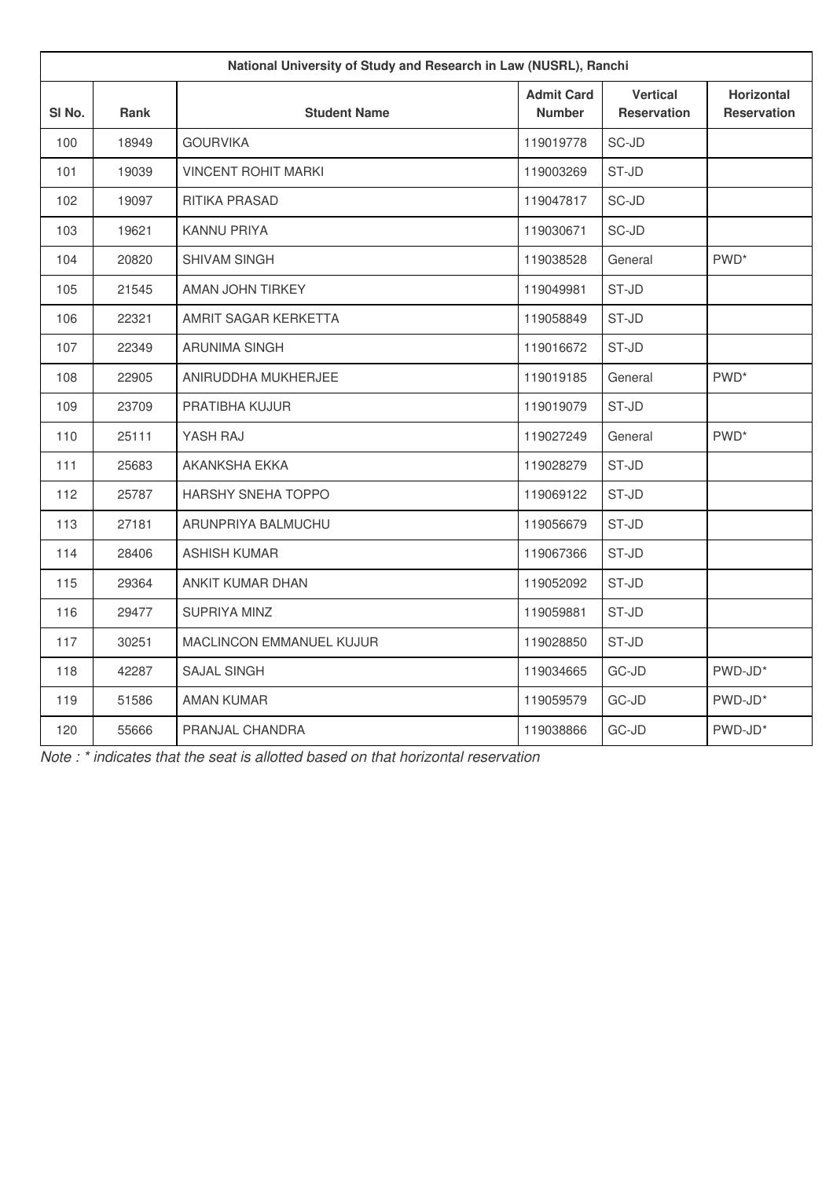| National University of Study and Research in Law (NUSRL), Ranchi | | | | | |
|---|---|---|---|---|---|
| Sl No. | Rank | Student Name | Admit Card Number | Vertical Reservation | Horizontal Reservation |
| 100 | 18949 | GOURVIKA | 119019778 | SC-JD | |
| 101 | 19039 | VINCENT ROHIT MARKI | 119003269 | ST-JD | |
| 102 | 19097 | RITIKA PRASAD | 119047817 | SC-JD | |
| 103 | 19621 | KANNU PRIYA | 119030671 | SC-JD | |
| 104 | 20820 | SHIVAM SINGH | 119038528 | General | PWD* |
| 105 | 21545 | AMAN JOHN TIRKEY | 119049981 | ST-JD | |
| 106 | 22321 | AMRIT SAGAR KERKETTA | 119058849 | ST-JD | |
| 107 | 22349 | ARUNIMA SINGH | 119016672 | ST-JD | |
| 108 | 22905 | ANIRUDDHA MUKHERJEE | 119019185 | General | PWD* |
| 109 | 23709 | PRATIBHA KUJUR | 119019079 | ST-JD | |
| 110 | 25111 | YASH RAJ | 119027249 | General | PWD* |
| 111 | 25683 | AKANKSHA EKKA | 119028279 | ST-JD | |
| 112 | 25787 | HARSHY SNEHA TOPPO | 119069122 | ST-JD | |
| 113 | 27181 | ARUNPRIYA BALMUCHU | 119056679 | ST-JD | |
| 114 | 28406 | ASHISH KUMAR | 119067366 | ST-JD | |
| 115 | 29364 | ANKIT KUMAR DHAN | 119052092 | ST-JD | |
| 116 | 29477 | SUPRIYA MINZ | 119059881 | ST-JD | |
| 117 | 30251 | MACLINCON EMMANUEL KUJUR | 119028850 | ST-JD | |
| 118 | 42287 | SAJAL SINGH | 119034665 | GC-JD | PWD-JD* |
| 119 | 51586 | AMAN KUMAR | 119059579 | GC-JD | PWD-JD* |
| 120 | 55666 | PRANJAL CHANDRA | 119038866 | GC-JD | PWD-JD* |

*Note : * indicates that the seat is allotted based on that horizontal reservation*